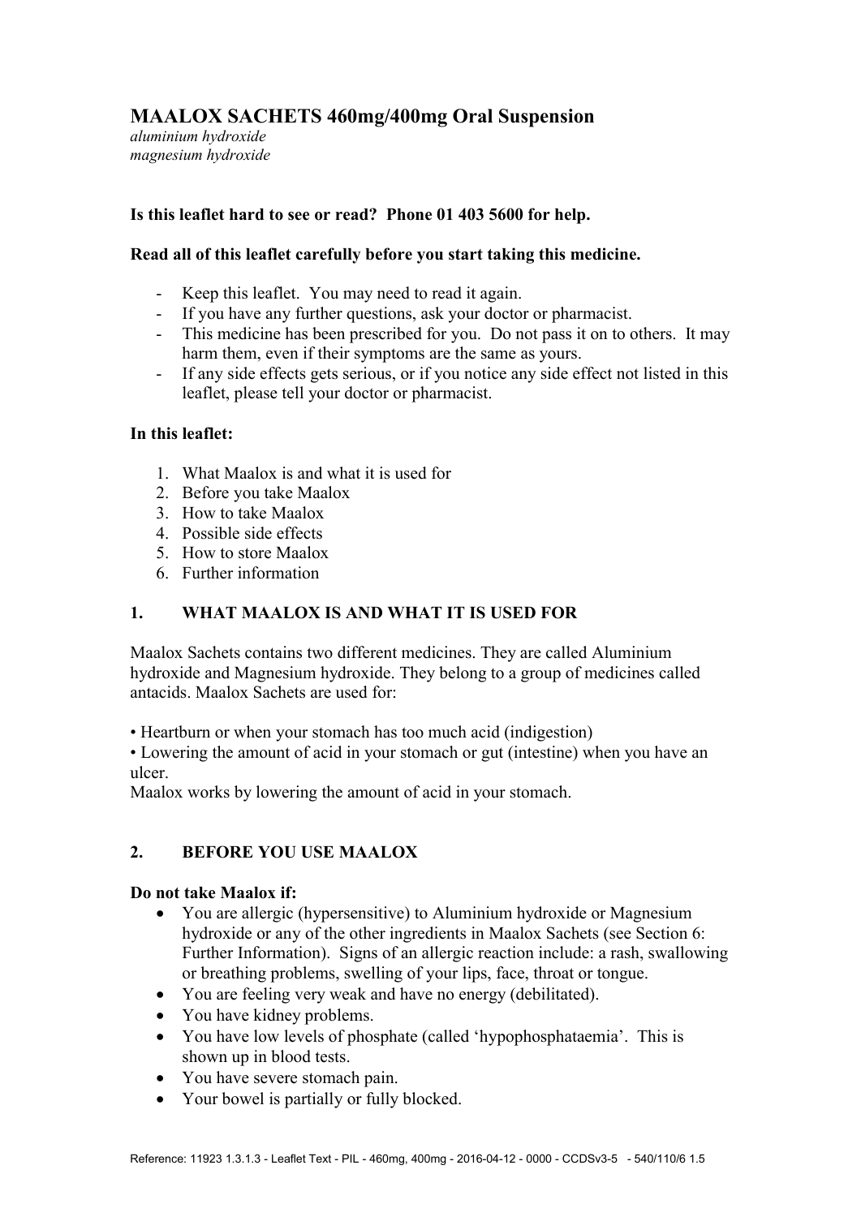# MAALOX SACHETS 460mg/400mg Oral Suspension

*aluminium hydroxide*
*magnesium hydroxide*

**Is this leaflet hard to see or read? Phone 01 403 5600 for help.**

**Read all of this leaflet carefully before you start taking this medicine.**

- Keep this leaflet. You may need to read it again.
- If you have any further questions, ask your doctor or pharmacist.
- This medicine has been prescribed for you. Do not pass it on to others. It may harm them, even if their symptoms are the same as yours.
- If any side effects gets serious, or if you notice any side effect not listed in this leaflet, please tell your doctor or pharmacist.

**In this leaflet:**

1. What Maalox is and what it is used for
2. Before you take Maalox
3. How to take Maalox
4. Possible side effects
5. How to store Maalox
6. Further information

## 1. WHAT MAALOX IS AND WHAT IT IS USED FOR

Maalox Sachets contains two different medicines. They are called Aluminium hydroxide and Magnesium hydroxide. They belong to a group of medicines called antacids. Maalox Sachets are used for:

• Heartburn or when your stomach has too much acid (indigestion)
• Lowering the amount of acid in your stomach or gut (intestine) when you have an ulcer.
Maalox works by lowering the amount of acid in your stomach.

## 2. BEFORE YOU USE MAALOX

**Do not take Maalox if:**

- You are allergic (hypersensitive) to Aluminium hydroxide or Magnesium hydroxide or any of the other ingredients in Maalox Sachets (see Section 6: Further Information). Signs of an allergic reaction include: a rash, swallowing or breathing problems, swelling of your lips, face, throat or tongue.
- You are feeling very weak and have no energy (debilitated).
- You have kidney problems.
- You have low levels of phosphate (called 'hypophosphataemia'. This is shown up in blood tests.
- You have severe stomach pain.
- Your bowel is partially or fully blocked.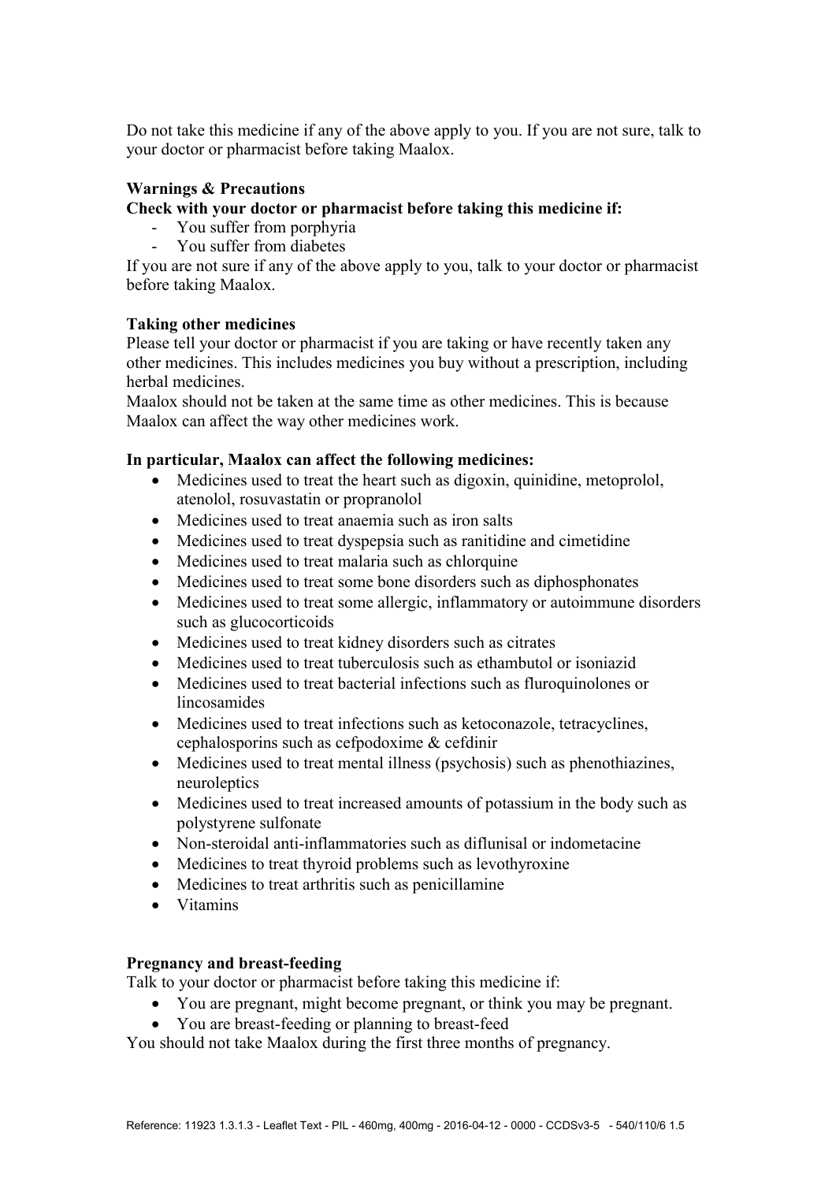Do not take this medicine if any of the above apply to you. If you are not sure, talk to your doctor or pharmacist before taking Maalox.

**Warnings & Precautions**

**Check with your doctor or pharmacist before taking this medicine if:**

- You suffer from porphyria
- You suffer from diabetes

If you are not sure if any of the above apply to you, talk to your doctor or pharmacist before taking Maalox.

**Taking other medicines**

Please tell your doctor or pharmacist if you are taking or have recently taken any other medicines. This includes medicines you buy without a prescription, including herbal medicines.

Maalox should not be taken at the same time as other medicines. This is because Maalox can affect the way other medicines work.

**In particular, Maalox can affect the following medicines:**

- Medicines used to treat the heart such as digoxin, quinidine, metoprolol, atenolol, rosuvastatin or propranolol
- Medicines used to treat anaemia such as iron salts
- Medicines used to treat dyspepsia such as ranitidine and cimetidine
- Medicines used to treat malaria such as chlorquine
- Medicines used to treat some bone disorders such as diphosphonates
- Medicines used to treat some allergic, inflammatory or autoimmune disorders such as glucocorticoids
- Medicines used to treat kidney disorders such as citrates
- Medicines used to treat tuberculosis such as ethambutol or isoniazid
- Medicines used to treat bacterial infections such as fluroquinolones or lincosamides
- Medicines used to treat infections such as ketoconazole, tetracyclines, cephalosporins such as cefpodoxime & cefdinir
- Medicines used to treat mental illness (psychosis) such as phenothiazines, neuroleptics
- Medicines used to treat increased amounts of potassium in the body such as polystyrene sulfonate
- Non-steroidal anti-inflammatories such as diflunisal or indometacine
- Medicines to treat thyroid problems such as levothyroxine
- Medicines to treat arthritis such as penicillamine
- Vitamins

**Pregnancy and breast-feeding**

Talk to your doctor or pharmacist before taking this medicine if:

- You are pregnant, might become pregnant, or think you may be pregnant.
- You are breast-feeding or planning to breast-feed

You should not take Maalox during the first three months of pregnancy.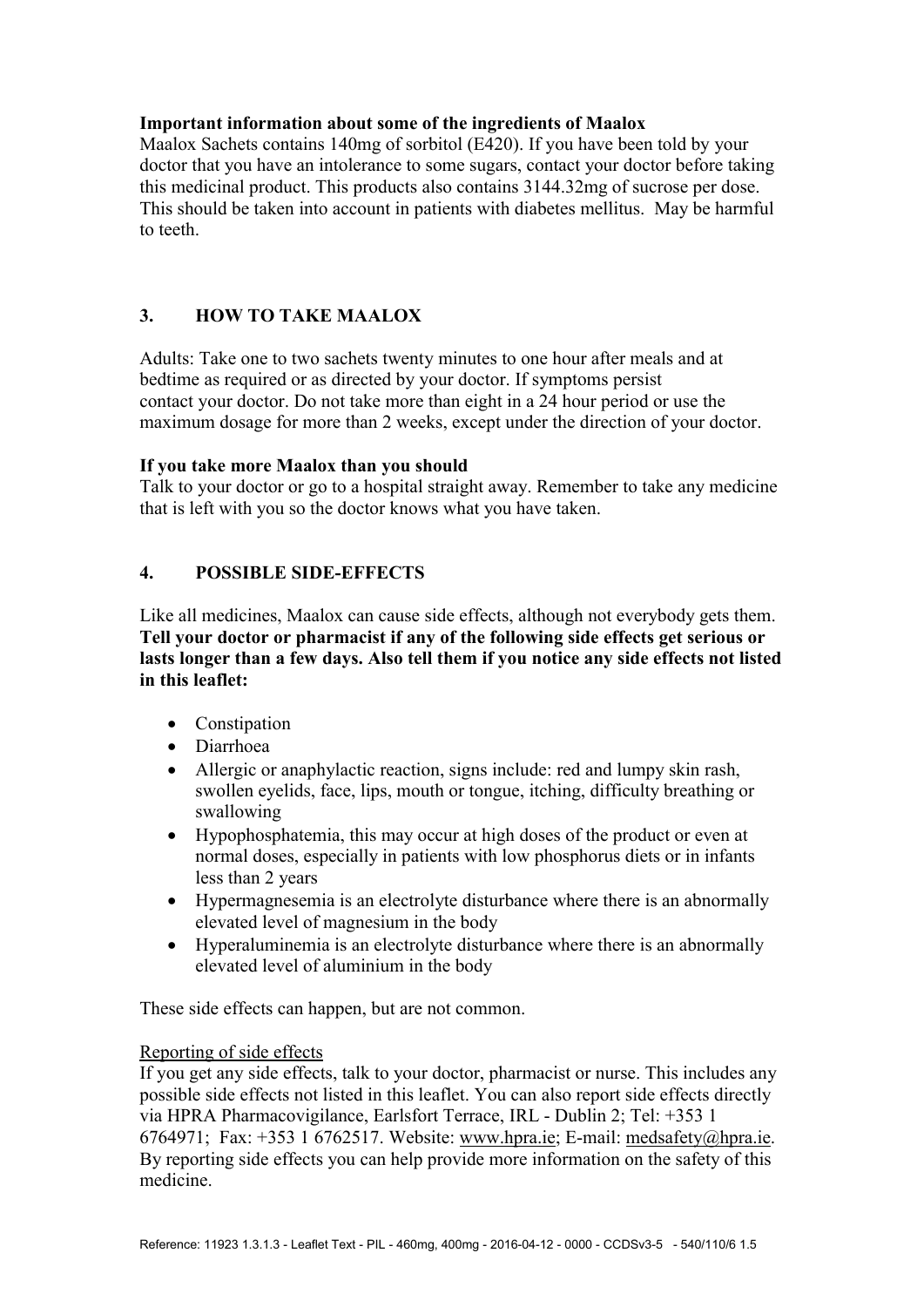**Important information about some of the ingredients of Maalox**

Maalox Sachets contains 140mg of sorbitol (E420). If you have been told by your doctor that you have an intolerance to some sugars, contact your doctor before taking this medicinal product. This products also contains 3144.32mg of sucrose per dose. This should be taken into account in patients with diabetes mellitus. May be harmful to teeth.

## 3. HOW TO TAKE MAALOX

Adults: Take one to two sachets twenty minutes to one hour after meals and at bedtime as required or as directed by your doctor. If symptoms persist contact your doctor. Do not take more than eight in a 24 hour period or use the maximum dosage for more than 2 weeks, except under the direction of your doctor.

**If you take more Maalox than you should**

Talk to your doctor or go to a hospital straight away. Remember to take any medicine that is left with you so the doctor knows what you have taken.

## 4. POSSIBLE SIDE-EFFECTS

Like all medicines, Maalox can cause side effects, although not everybody gets them. **Tell your doctor or pharmacist if any of the following side effects get serious or lasts longer than a few days. Also tell them if you notice any side effects not listed in this leaflet:**

- Constipation
- Diarrhoea
- Allergic or anaphylactic reaction, signs include: red and lumpy skin rash, swollen eyelids, face, lips, mouth or tongue, itching, difficulty breathing or swallowing
- Hypophosphatemia, this may occur at high doses of the product or even at normal doses, especially in patients with low phosphorus diets or in infants less than 2 years
- Hypermagnesemia is an electrolyte disturbance where there is an abnormally elevated level of magnesium in the body
- Hyperaluminemia is an electrolyte disturbance where there is an abnormally elevated level of aluminium in the body

These side effects can happen, but are not common.

Reporting of side effects

If you get any side effects, talk to your doctor, pharmacist or nurse. This includes any possible side effects not listed in this leaflet. You can also report side effects directly via HPRA Pharmacovigilance, Earlsfort Terrace, IRL - Dublin 2; Tel: +353 1 6764971; Fax: +353 1 6762517. Website: www.hpra.ie; E-mail: medsafety@hpra.ie. By reporting side effects you can help provide more information on the safety of this medicine.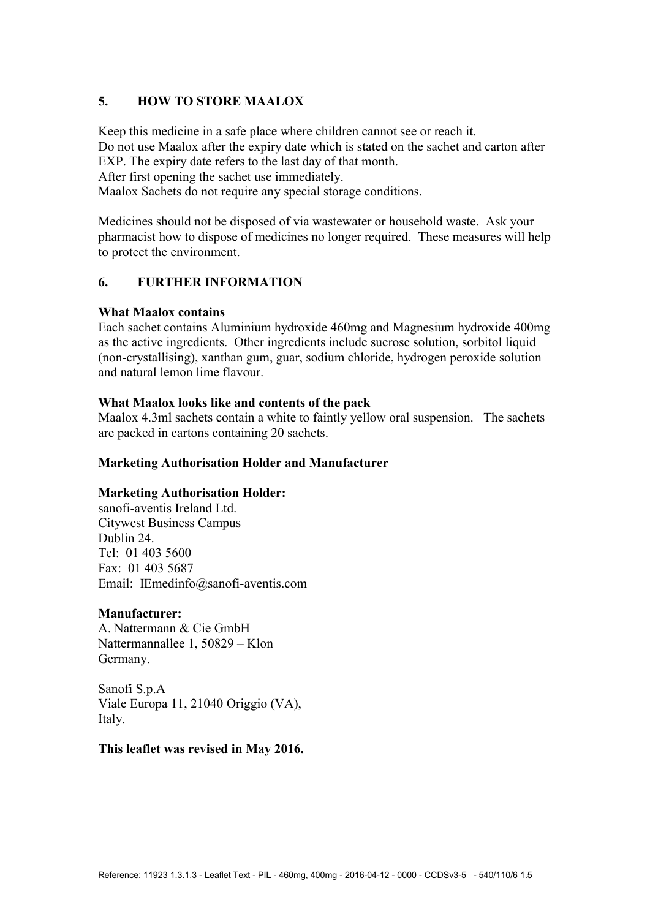## 5. HOW TO STORE MAALOX

Keep this medicine in a safe place where children cannot see or reach it.
Do not use Maalox after the expiry date which is stated on the sachet and carton after EXP. The expiry date refers to the last day of that month.
After first opening the sachet use immediately.
Maalox Sachets do not require any special storage conditions.

Medicines should not be disposed of via wastewater or household waste. Ask your pharmacist how to dispose of medicines no longer required. These measures will help to protect the environment.

## 6. FURTHER INFORMATION

**What Maalox contains**
Each sachet contains Aluminium hydroxide 460mg and Magnesium hydroxide 400mg as the active ingredients. Other ingredients include sucrose solution, sorbitol liquid (non-crystallising), xanthan gum, guar, sodium chloride, hydrogen peroxide solution and natural lemon lime flavour.

**What Maalox looks like and contents of the pack**
Maalox 4.3ml sachets contain a white to faintly yellow oral suspension. The sachets are packed in cartons containing 20 sachets.

**Marketing Authorisation Holder and Manufacturer**

**Marketing Authorisation Holder:**
sanofi-aventis Ireland Ltd.
Citywest Business Campus
Dublin 24.
Tel: 01 403 5600
Fax: 01 403 5687
Email: IEmedinfo@sanofi-aventis.com

**Manufacturer:**
A. Nattermann & Cie GmbH
Nattermannallee 1, 50829 – Klon
Germany.

Sanofi S.p.A
Viale Europa 11, 21040 Origgio (VA),
Italy.

**This leaflet was revised in May 2016.**

Reference: 11923 1.3.1.3 - Leaflet Text - PIL - 460mg, 400mg - 2016-04-12 - 0000 - CCDSv3-5 - 540/110/6 1.5